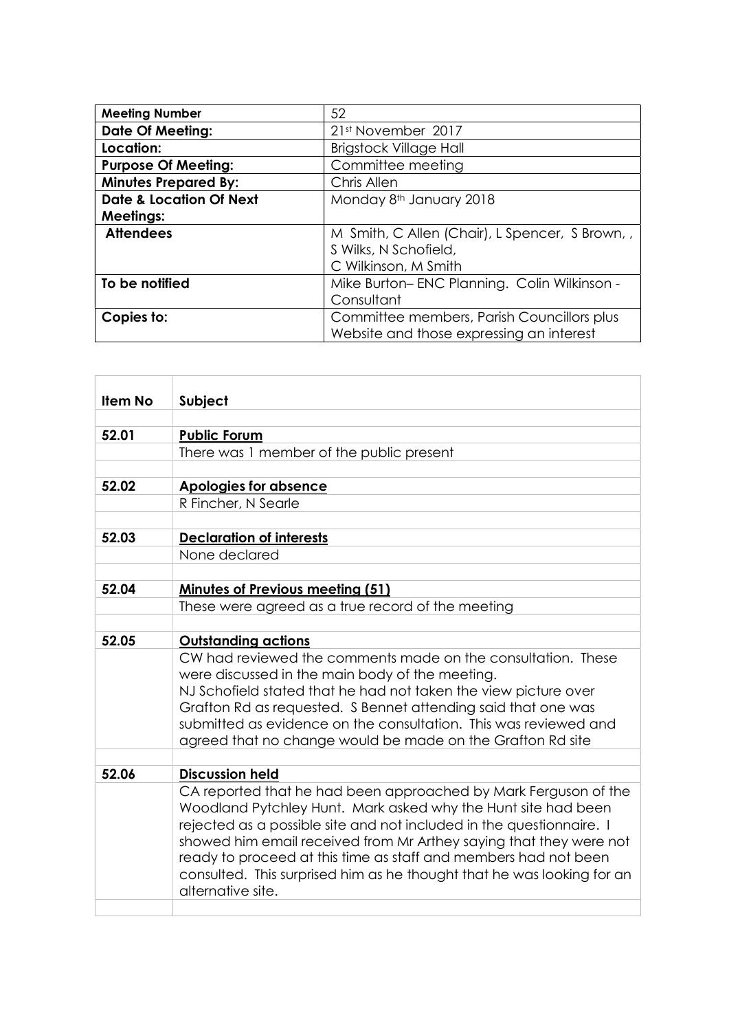| Meeting Number | 52 |
|---|---|
| **Date Of Meeting:** | 21st November 2017 |
| **Location:** | Brigstock Village Hall |
| **Purpose Of Meeting:** | Committee meeting |
| **Minutes Prepared By:** | Chris Allen |
| **Date & Location Of Next Meetings:** | Monday 8th January 2018 |
| **Attendees** | M Smith, C Allen (Chair), L Spencer, S Brown, , S Wilks, N Schofield, C Wilkinson, M Smith |
| **To be notified** | Mike Burton– ENC Planning. Colin Wilkinson - Consultant |
| **Copies to:** | Committee members, Parish Councillors plus Website and those expressing an interest |

| Item No | Subject |
|---|---|
| | |
| 52.01 | **Public Forum** |
| | There was 1 member of the public present |
| | |
| 52.02 | **Apologies for absence** |
| | R Fincher, N Searle |
| | |
| 52.03 | **Declaration of interests** |
| | None declared |
| | |
| 52.04 | **Minutes of Previous meeting (51)** |
| | These were agreed as a true record of the meeting |
| | |
| 52.05 | **Outstanding actions** |
| | CW had reviewed the comments made on the consultation. These were discussed in the main body of the meeting. NJ Schofield stated that he had not taken the view picture over Grafton Rd as requested. S Bennet attending said that one was submitted as evidence on the consultation. This was reviewed and agreed that no change would be made on the Grafton Rd site |
| | |
| 52.06 | **Discussion held** |
| | CA reported that he had been approached by Mark Ferguson of the Woodland Pytchley Hunt. Mark asked why the Hunt site had been rejected as a possible site and not included in the questionnaire. I showed him email received from Mr Arthey saying that they were not ready to proceed at this time as staff and members had not been consulted. This surprised him as he thought that he was looking for an alternative site. |
| | |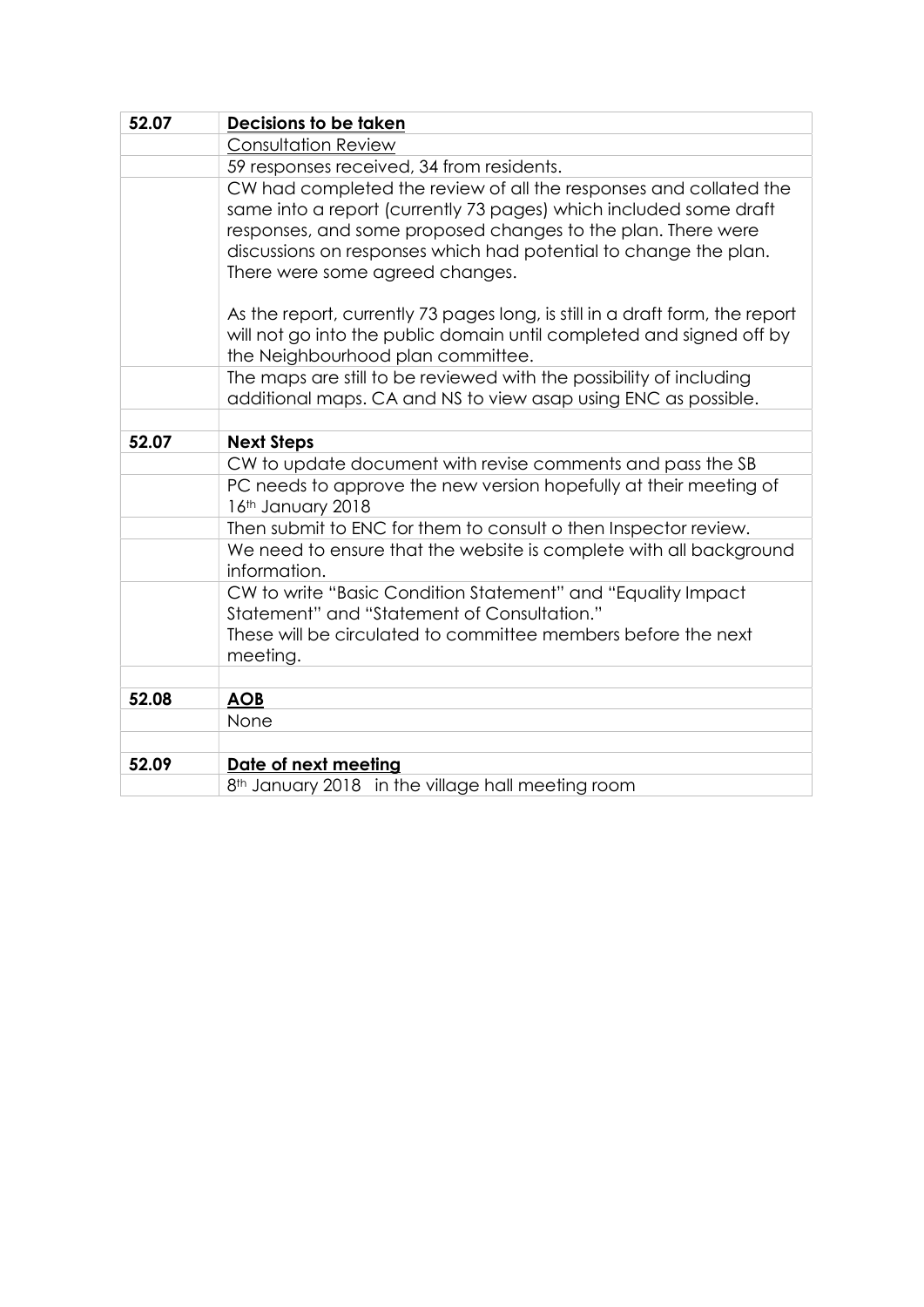| | |
|---|---|
| **52.07** | **Decisions to be taken** |
| | Consultation Review |
| | 59 responses received, 34 from residents. |
| | CW had completed the review of all the responses and collated the same into a report (currently 73 pages) which included some draft responses, and some proposed changes to the plan. There were discussions on responses which had potential to change the plan. There were some agreed changes.<br><br>As the report, currently 73 pages long, is still in a draft form, the report will not go into the public domain until completed and signed off by the Neighbourhood plan committee. |
| | The maps are still to be reviewed with the possibility of including additional maps. CA and NS to view asap using ENC as possible. |
| | |
| **52.07** | **Next Steps** |
| | CW to update document with revise comments and pass the SB |
| | PC needs to approve the new version hopefully at their meeting of 16th January 2018 |
| | Then submit to ENC for them to consult o then Inspector review. |
| | We need to ensure that the website is complete with all background information. |
| | CW to write "Basic Condition Statement" and "Equality Impact Statement" and "Statement of Consultation."<br>These will be circulated to committee members before the next meeting. |
| | |
| **52.08** | **AOB** |
| | None |
| | |
| **52.09** | **Date of next meeting** |
| | 8th January 2018 in the village hall meeting room |